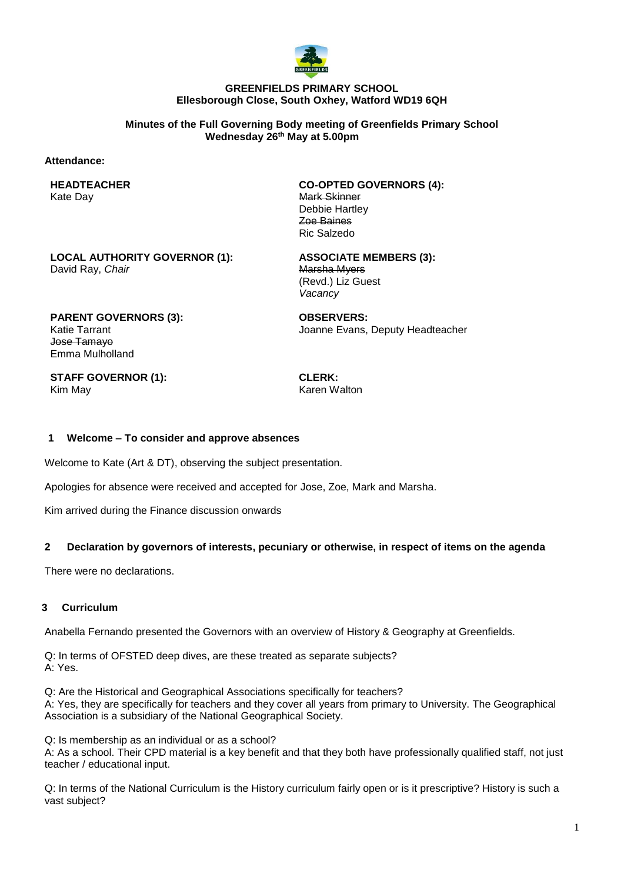**GREENFIELDS PRIMARY SCHOOL**
**Ellesborough Close, South Oxhey, Watford WD19 6QH**

**Minutes of the Full Governing Body meeting of Greenfields Primary School**
**Wednesday 26th May at 5.00pm**

**Attendance:**

**HEADTEACHER**
Kate Day

**CO-OPTED GOVERNORS (4):**
~~Mark Skinner~~
Debbie Hartley
~~Zoe Baines~~
Ric Salzedo

**LOCAL AUTHORITY GOVERNOR (1):**
David Ray, *Chair*

**ASSOCIATE MEMBERS (3):**
~~Marsha Myers~~
(Revd.) Liz Guest
*Vacancy*

**PARENT GOVERNORS (3):**
Katie Tarrant
~~Jose Tamayo~~
Emma Mulholland

**OBSERVERS:**
Joanne Evans, Deputy Headteacher

**STAFF GOVERNOR (1):**
Kim May

**CLERK:**
Karen Walton

## 1 Welcome – To consider and approve absences

Welcome to Kate (Art & DT), observing the subject presentation.

Apologies for absence were received and accepted for Jose, Zoe, Mark and Marsha.

Kim arrived during the Finance discussion onwards

## 2 Declaration by governors of interests, pecuniary or otherwise, in respect of items on the agenda

There were no declarations.

## 3 Curriculum

Anabella Fernando presented the Governors with an overview of History & Geography at Greenfields.

Q: In terms of OFSTED deep dives, are these treated as separate subjects?
A: Yes.

Q: Are the Historical and Geographical Associations specifically for teachers?
A: Yes, they are specifically for teachers and they cover all years from primary to University. The Geographical Association is a subsidiary of the National Geographical Society.

Q: Is membership as an individual or as a school?
A: As a school. Their CPD material is a key benefit and that they both have professionally qualified staff, not just teacher / educational input.

Q: In terms of the National Curriculum is the History curriculum fairly open or is it prescriptive? History is such a vast subject?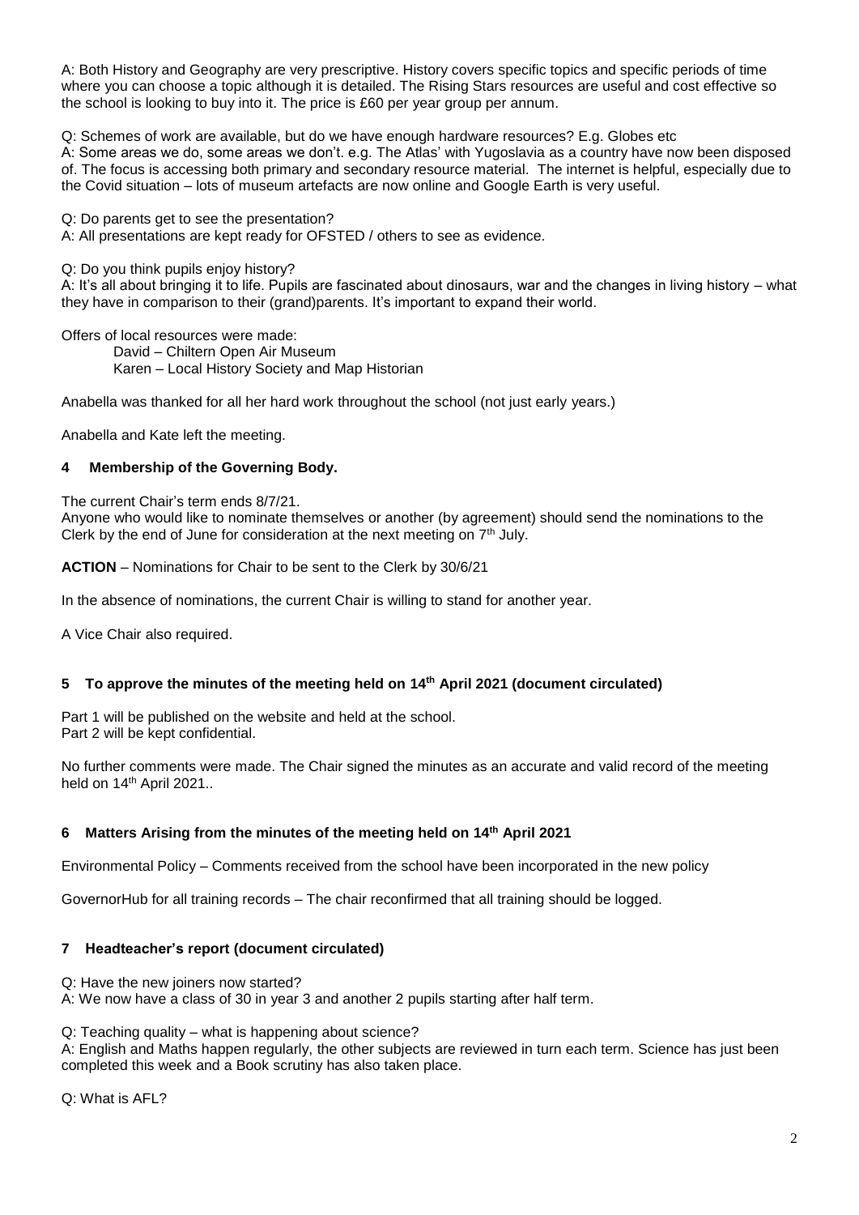A: Both History and Geography are very prescriptive. History covers specific topics and specific periods of time where you can choose a topic although it is detailed. The Rising Stars resources are useful and cost effective so the school is looking to buy into it. The price is £60 per year group per annum.

Q: Schemes of work are available, but do we have enough hardware resources? E.g. Globes etc
A: Some areas we do, some areas we don't. e.g. The Atlas' with Yugoslavia as a country have now been disposed of. The focus is accessing both primary and secondary resource material. The internet is helpful, especially due to the Covid situation – lots of museum artefacts are now online and Google Earth is very useful.

Q: Do parents get to see the presentation?
A: All presentations are kept ready for OFSTED / others to see as evidence.

Q: Do you think pupils enjoy history?
A: It's all about bringing it to life. Pupils are fascinated about dinosaurs, war and the changes in living history – what they have in comparison to their (grand)parents. It's important to expand their world.

Offers of local resources were made:

David – Chiltern Open Air Museum
Karen – Local History Society and Map Historian

Anabella was thanked for all her hard work throughout the school (not just early years.)

Anabella and Kate left the meeting.

## 4 Membership of the Governing Body.

The current Chair's term ends 8/7/21.
Anyone who would like to nominate themselves or another (by agreement) should send the nominations to the Clerk by the end of June for consideration at the next meeting on 7th July.

**ACTION** – Nominations for Chair to be sent to the Clerk by 30/6/21

In the absence of nominations, the current Chair is willing to stand for another year.

A Vice Chair also required.

## 5 To approve the minutes of the meeting held on 14th April 2021 (document circulated)

Part 1 will be published on the website and held at the school.
Part 2 will be kept confidential.

No further comments were made. The Chair signed the minutes as an accurate and valid record of the meeting held on 14th April 2021..

## 6 Matters Arising from the minutes of the meeting held on 14th April 2021

Environmental Policy – Comments received from the school have been incorporated in the new policy

GovernorHub for all training records – The chair reconfirmed that all training should be logged.

## 7 Headteacher's report (document circulated)

Q: Have the new joiners now started?
A: We now have a class of 30 in year 3 and another 2 pupils starting after half term.

Q: Teaching quality – what is happening about science?
A: English and Maths happen regularly, the other subjects are reviewed in turn each term. Science has just been completed this week and a Book scrutiny has also taken place.

Q: What is AFL?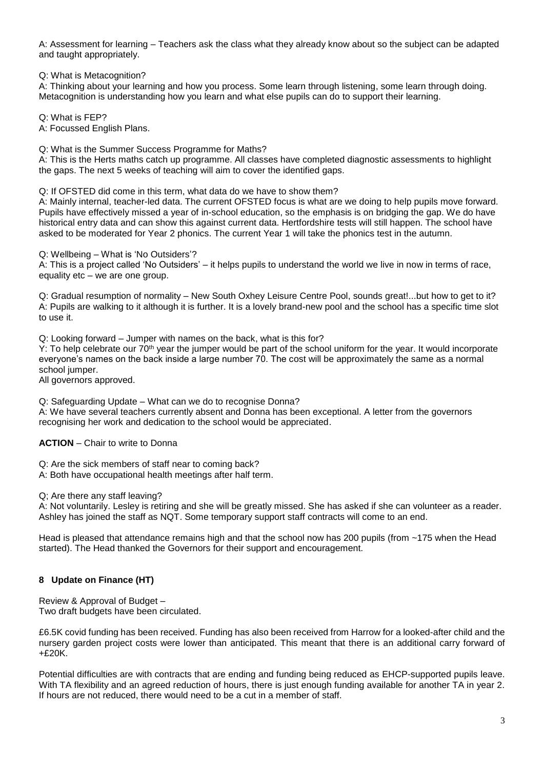A: Assessment for learning – Teachers ask the class what they already know about so the subject can be adapted and taught appropriately.

Q: What is Metacognition?
A: Thinking about your learning and how you process. Some learn through listening, some learn through doing. Metacognition is understanding how you learn and what else pupils can do to support their learning.

Q: What is FEP?
A: Focussed English Plans.

Q: What is the Summer Success Programme for Maths?
A: This is the Herts maths catch up programme. All classes have completed diagnostic assessments to highlight the gaps. The next 5 weeks of teaching will aim to cover the identified gaps.

Q: If OFSTED did come in this term, what data do we have to show them?
A: Mainly internal, teacher-led data. The current OFSTED focus is what are we doing to help pupils move forward. Pupils have effectively missed a year of in-school education, so the emphasis is on bridging the gap. We do have historical entry data and can show this against current data. Hertfordshire tests will still happen. The school have asked to be moderated for Year 2 phonics. The current Year 1 will take the phonics test in the autumn.

Q: Wellbeing – What is 'No Outsiders'?
A: This is a project called 'No Outsiders' – it helps pupils to understand the world we live in now in terms of race, equality etc – we are one group.

Q: Gradual resumption of normality – New South Oxhey Leisure Centre Pool, sounds great!...but how to get to it?
A: Pupils are walking to it although it is further. It is a lovely brand-new pool and the school has a specific time slot to use it.

Q: Looking forward – Jumper with names on the back, what is this for?
Y: To help celebrate our 70th year the jumper would be part of the school uniform for the year. It would incorporate everyone's names on the back inside a large number 70. The cost will be approximately the same as a normal school jumper.
All governors approved.

Q: Safeguarding Update – What can we do to recognise Donna?
A: We have several teachers currently absent and Donna has been exceptional. A letter from the governors recognising her work and dedication to the school would be appreciated.

**ACTION** – Chair to write to Donna

Q: Are the sick members of staff near to coming back?
A: Both have occupational health meetings after half term.

Q; Are there any staff leaving?
A: Not voluntarily. Lesley is retiring and she will be greatly missed. She has asked if she can volunteer as a reader. Ashley has joined the staff as NQT. Some temporary support staff contracts will come to an end.

Head is pleased that attendance remains high and that the school now has 200 pupils (from ~175 when the Head started). The Head thanked the Governors for their support and encouragement.

## 8 Update on Finance (HT)

Review & Approval of Budget –
Two draft budgets have been circulated.

£6.5K covid funding has been received. Funding has also been received from Harrow for a looked-after child and the nursery garden project costs were lower than anticipated. This meant that there is an additional carry forward of +£20K.

Potential difficulties are with contracts that are ending and funding being reduced as EHCP-supported pupils leave. With TA flexibility and an agreed reduction of hours, there is just enough funding available for another TA in year 2. If hours are not reduced, there would need to be a cut in a member of staff.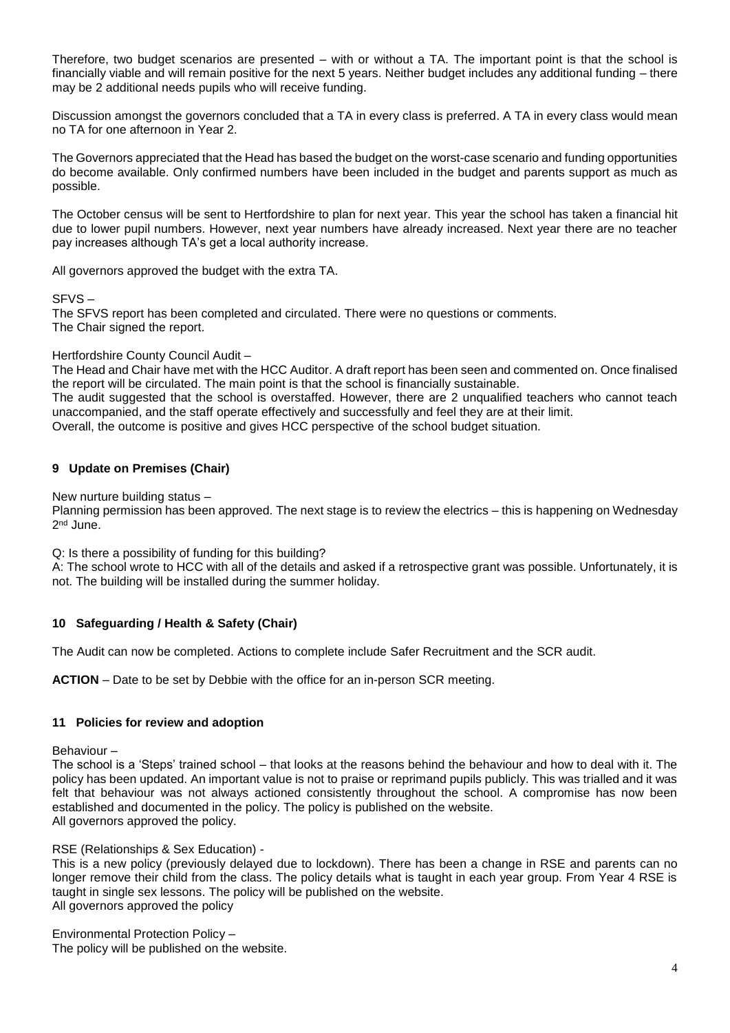Therefore, two budget scenarios are presented – with or without a TA. The important point is that the school is financially viable and will remain positive for the next 5 years. Neither budget includes any additional funding – there may be 2 additional needs pupils who will receive funding.

Discussion amongst the governors concluded that a TA in every class is preferred. A TA in every class would mean no TA for one afternoon in Year 2.

The Governors appreciated that the Head has based the budget on the worst-case scenario and funding opportunities do become available. Only confirmed numbers have been included in the budget and parents support as much as possible.

The October census will be sent to Hertfordshire to plan for next year. This year the school has taken a financial hit due to lower pupil numbers. However, next year numbers have already increased. Next year there are no teacher pay increases although TA's get a local authority increase.

All governors approved the budget with the extra TA.

SFVS –
The SFVS report has been completed and circulated. There were no questions or comments.
The Chair signed the report.

Hertfordshire County Council Audit –
The Head and Chair have met with the HCC Auditor. A draft report has been seen and commented on. Once finalised the report will be circulated. The main point is that the school is financially sustainable.
The audit suggested that the school is overstaffed. However, there are 2 unqualified teachers who cannot teach unaccompanied, and the staff operate effectively and successfully and feel they are at their limit.
Overall, the outcome is positive and gives HCC perspective of the school budget situation.

### 9 Update on Premises (Chair)

New nurture building status –
Planning permission has been approved. The next stage is to review the electrics – this is happening on Wednesday 2nd June.

Q: Is there a possibility of funding for this building?
A: The school wrote to HCC with all of the details and asked if a retrospective grant was possible. Unfortunately, it is not. The building will be installed during the summer holiday.

### 10 Safeguarding / Health & Safety (Chair)

The Audit can now be completed. Actions to complete include Safer Recruitment and the SCR audit.

**ACTION** – Date to be set by Debbie with the office for an in-person SCR meeting.

### 11 Policies for review and adoption

Behaviour –
The school is a 'Steps' trained school – that looks at the reasons behind the behaviour and how to deal with it. The policy has been updated. An important value is not to praise or reprimand pupils publicly. This was trialled and it was felt that behaviour was not always actioned consistently throughout the school. A compromise has now been established and documented in the policy. The policy is published on the website.
All governors approved the policy.

RSE (Relationships & Sex Education) -
This is a new policy (previously delayed due to lockdown). There has been a change in RSE and parents can no longer remove their child from the class. The policy details what is taught in each year group. From Year 4 RSE is taught in single sex lessons. The policy will be published on the website.
All governors approved the policy

Environmental Protection Policy –
The policy will be published on the website.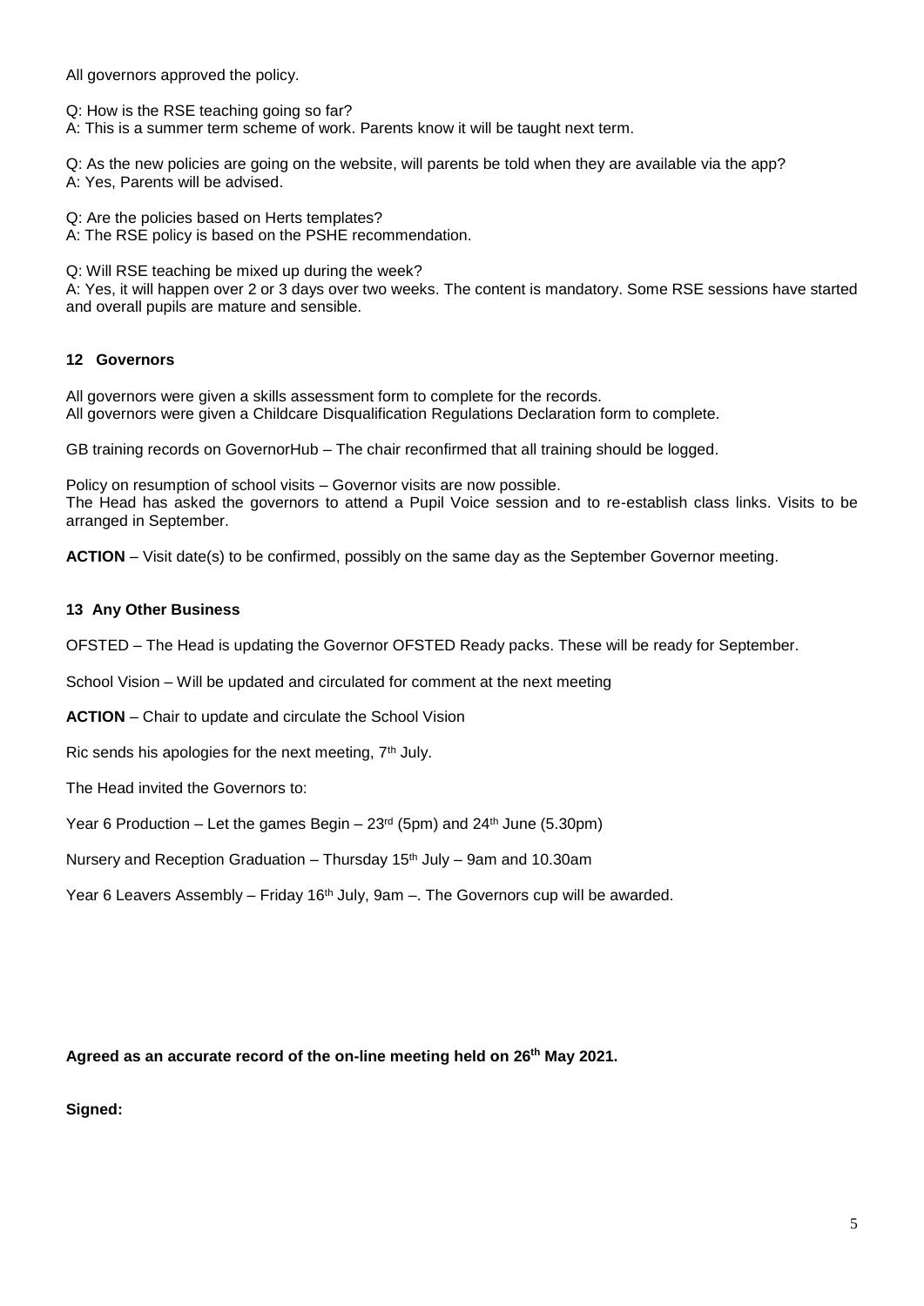All governors approved the policy.

Q: How is the RSE teaching going so far?
A: This is a summer term scheme of work. Parents know it will be taught next term.

Q: As the new policies are going on the website, will parents be told when they are available via the app?
A: Yes, Parents will be advised.

Q: Are the policies based on Herts templates?
A: The RSE policy is based on the PSHE recommendation.

Q: Will RSE teaching be mixed up during the week?
A: Yes, it will happen over 2 or 3 days over two weeks. The content is mandatory. Some RSE sessions have started and overall pupils are mature and sensible.

## 12 Governors

All governors were given a skills assessment form to complete for the records.
All governors were given a Childcare Disqualification Regulations Declaration form to complete.

GB training records on GovernorHub – The chair reconfirmed that all training should be logged.

Policy on resumption of school visits – Governor visits are now possible.
The Head has asked the governors to attend a Pupil Voice session and to re-establish class links. Visits to be arranged in September.

**ACTION** – Visit date(s) to be confirmed, possibly on the same day as the September Governor meeting.

## 13 Any Other Business

OFSTED – The Head is updating the Governor OFSTED Ready packs. These will be ready for September.

School Vision – Will be updated and circulated for comment at the next meeting

**ACTION** – Chair to update and circulate the School Vision

Ric sends his apologies for the next meeting, 7th July.

The Head invited the Governors to:

Year 6 Production – Let the games Begin – 23rd (5pm) and 24th June (5.30pm)

Nursery and Reception Graduation – Thursday 15th July – 9am and 10.30am

Year 6 Leavers Assembly – Friday 16th July, 9am –. The Governors cup will be awarded.

**Agreed as an accurate record of the on-line meeting held on 26th May 2021.**

**Signed:**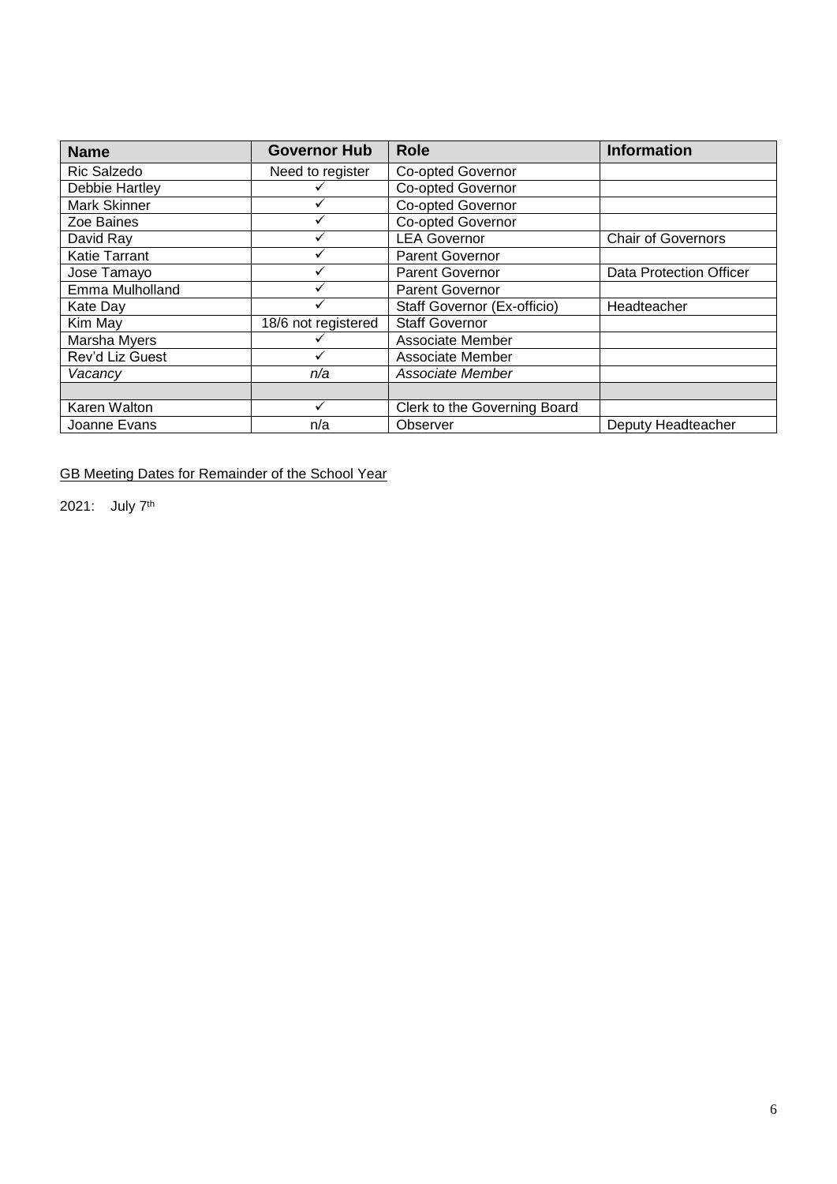| **Name** | **Governor Hub** | **Role** | **Information** |
|---|---|---|---|
| Ric Salzedo | Need to register | Co-opted Governor | |
| Debbie Hartley | ✓ | Co-opted Governor | |
| Mark Skinner | ✓ | Co-opted Governor | |
| Zoe Baines | ✓ | Co-opted Governor | |
| David Ray | ✓ | LEA Governor | Chair of Governors |
| Katie Tarrant | ✓ | Parent Governor | |
| Jose Tamayo | ✓ | Parent Governor | Data Protection Officer |
| Emma Mulholland | ✓ | Parent Governor | |
| Kate Day | ✓ | Staff Governor (Ex-officio) | Headteacher |
| Kim May | 18/6 not registered | Staff Governor | |
| Marsha Myers | ✓ | Associate Member | |
| Rev'd Liz Guest | ✓ | Associate Member | |
| *Vacancy* | *n/a* | *Associate Member* | |
| | | | |
| Karen Walton | ✓ | Clerk to the Governing Board | |
| Joanne Evans | n/a | Observer | Deputy Headteacher |

<u>GB Meeting Dates for Remainder of the School Year</u>

2021: July 7th